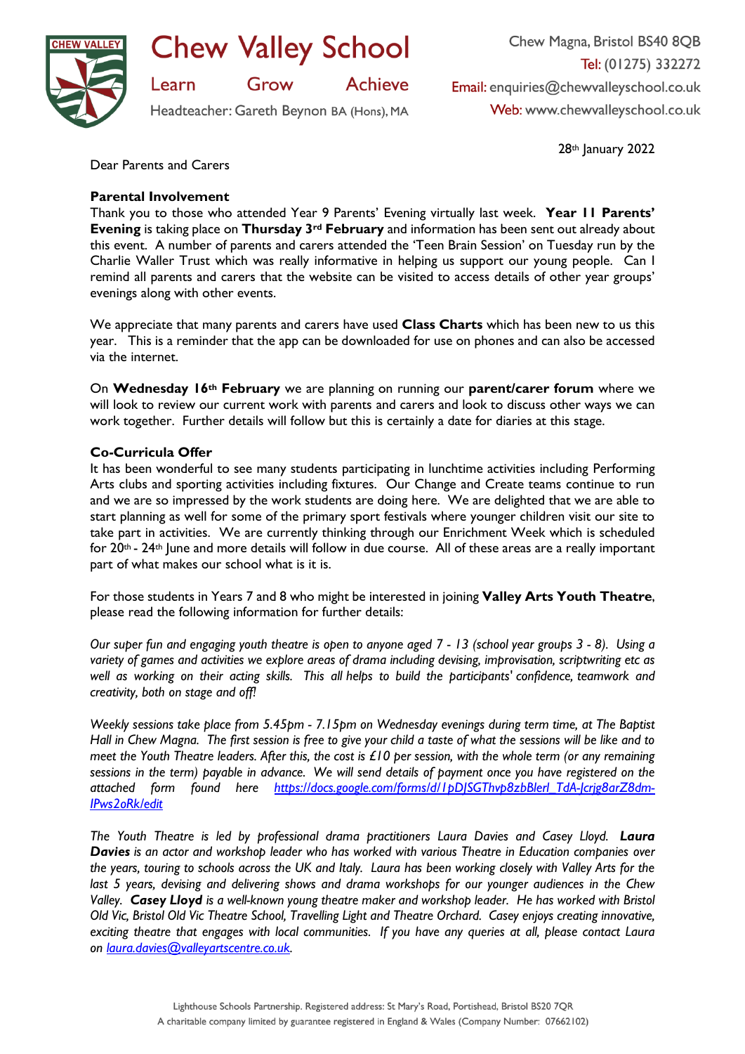# Chew Valley School

Learn Grow Achieve

Headteacher: Gareth Beynon BA (Hons), MA

Chew Magna, Bristol BS40 8QB
Tel: (01275) 332272
Email: enquiries@chewvalleyschool.co.uk
Web: www.chewvalleyschool.co.uk

28th January 2022

Dear Parents and Carers

**Parental Involvement**

Thank you to those who attended Year 9 Parents' Evening virtually last week. **Year 11 Parents' Evening** is taking place on **Thursday 3rd February** and information has been sent out already about this event. A number of parents and carers attended the 'Teen Brain Session' on Tuesday run by the Charlie Waller Trust which was really informative in helping us support our young people. Can I remind all parents and carers that the website can be visited to access details of other year groups' evenings along with other events.

We appreciate that many parents and carers have used **Class Charts** which has been new to us this year. This is a reminder that the app can be downloaded for use on phones and can also be accessed via the internet.

On **Wednesday 16th February** we are planning on running our **parent/carer forum** where we will look to review our current work with parents and carers and look to discuss other ways we can work together. Further details will follow but this is certainly a date for diaries at this stage.

**Co-Curricula Offer**

It has been wonderful to see many students participating in lunchtime activities including Performing Arts clubs and sporting activities including fixtures. Our Change and Create teams continue to run and we are so impressed by the work students are doing here. We are delighted that we are able to start planning as well for some of the primary sport festivals where younger children visit our site to take part in activities. We are currently thinking through our Enrichment Week which is scheduled for 20th - 24th June and more details will follow in due course. All of these areas are a really important part of what makes our school what is it is.

For those students in Years 7 and 8 who might be interested in joining **Valley Arts Youth Theatre**, please read the following information for further details:

*Our super fun and engaging youth theatre is open to anyone aged 7 - 13 (school year groups 3 - 8). Using a variety of games and activities we explore areas of drama including devising, improvisation, scriptwriting etc as well as working on their acting skills. This all helps to build the participants' confidence, teamwork and creativity, both on stage and off!*

*Weekly sessions take place from 5.45pm - 7.15pm on Wednesday evenings during term time, at The Baptist Hall in Chew Magna. The first session is free to give your child a taste of what the sessions will be like and to meet the Youth Theatre leaders. After this, the cost is £10 per session, with the whole term (or any remaining sessions in the term) payable in advance. We will send details of payment once you have registered on the attached form found here https://docs.google.com/forms/d/1pDJSGThvp8zbBlerl_TdA-Jcrjg8arZ8dm-IPws2oRk/edit*

*The Youth Theatre is led by professional drama practitioners Laura Davies and Casey Lloyd.* ***Laura Davies*** *is an actor and workshop leader who has worked with various Theatre in Education companies over the years, touring to schools across the UK and Italy. Laura has been working closely with Valley Arts for the last 5 years, devising and delivering shows and drama workshops for our younger audiences in the Chew Valley.* ***Casey Lloyd*** *is a well-known young theatre maker and workshop leader. He has worked with Bristol Old Vic, Bristol Old Vic Theatre School, Travelling Light and Theatre Orchard. Casey enjoys creating innovative, exciting theatre that engages with local communities. If you have any queries at all, please contact Laura on laura.davies@valleyartscentre.co.uk.*

Lighthouse Schools Partnership. Registered address: St Mary's Road, Portishead, Bristol BS20 7QR
A charitable company limited by guarantee registered in England & Wales (Company Number: 07662102)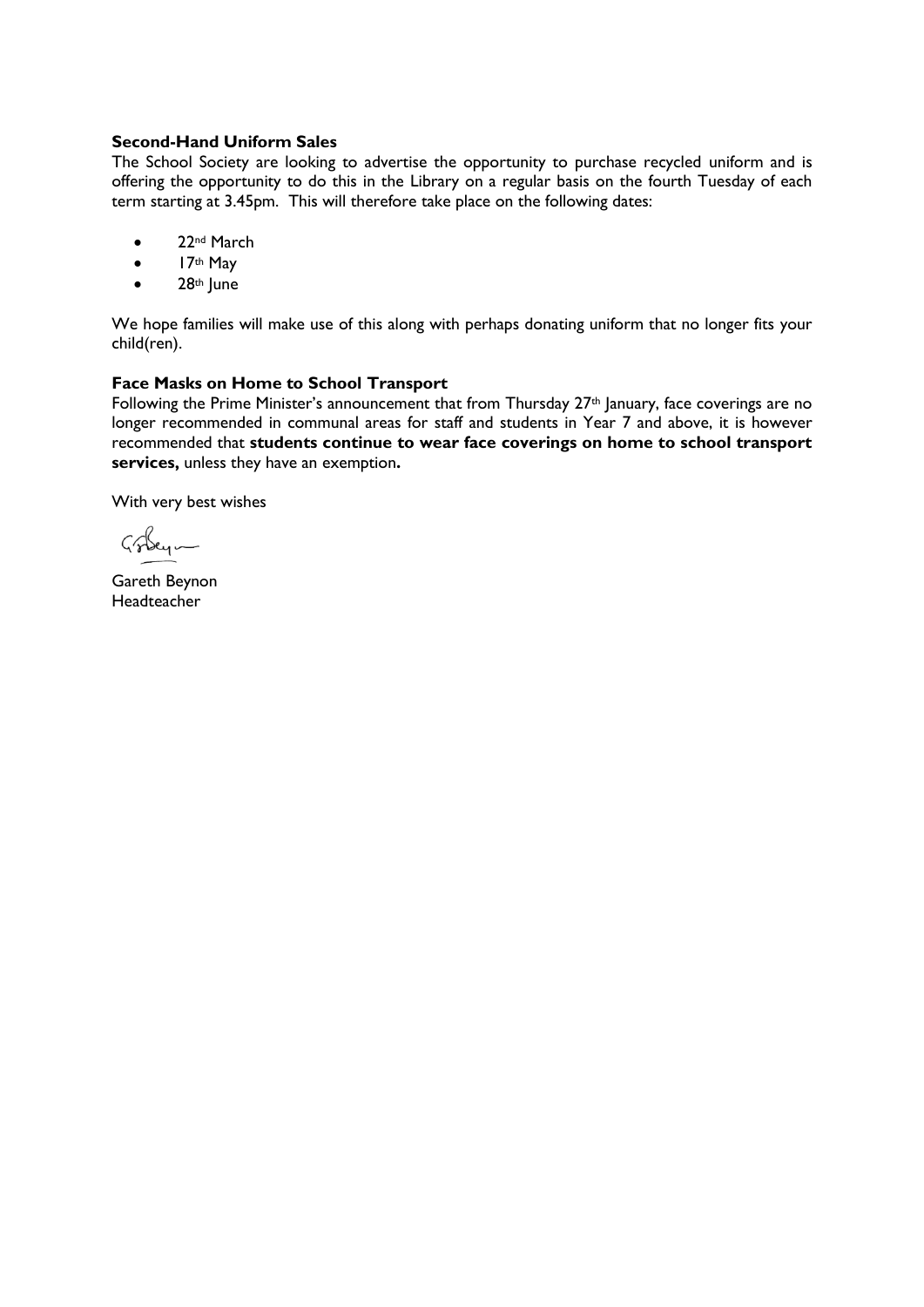**Second-Hand Uniform Sales**

The School Society are looking to advertise the opportunity to purchase recycled uniform and is offering the opportunity to do this in the Library on a regular basis on the fourth Tuesday of each term starting at 3.45pm. This will therefore take place on the following dates:

- 22nd March
- 17th May
- 28th June

We hope families will make use of this along with perhaps donating uniform that no longer fits your child(ren).

**Face Masks on Home to School Transport**

Following the Prime Minister's announcement that from Thursday 27th January, face coverings are no longer recommended in communal areas for staff and students in Year 7 and above, it is however recommended that **students continue to wear face coverings on home to school transport services,** unless they have an exemption**.**

With very best wishes

Gareth Beynon
Headteacher